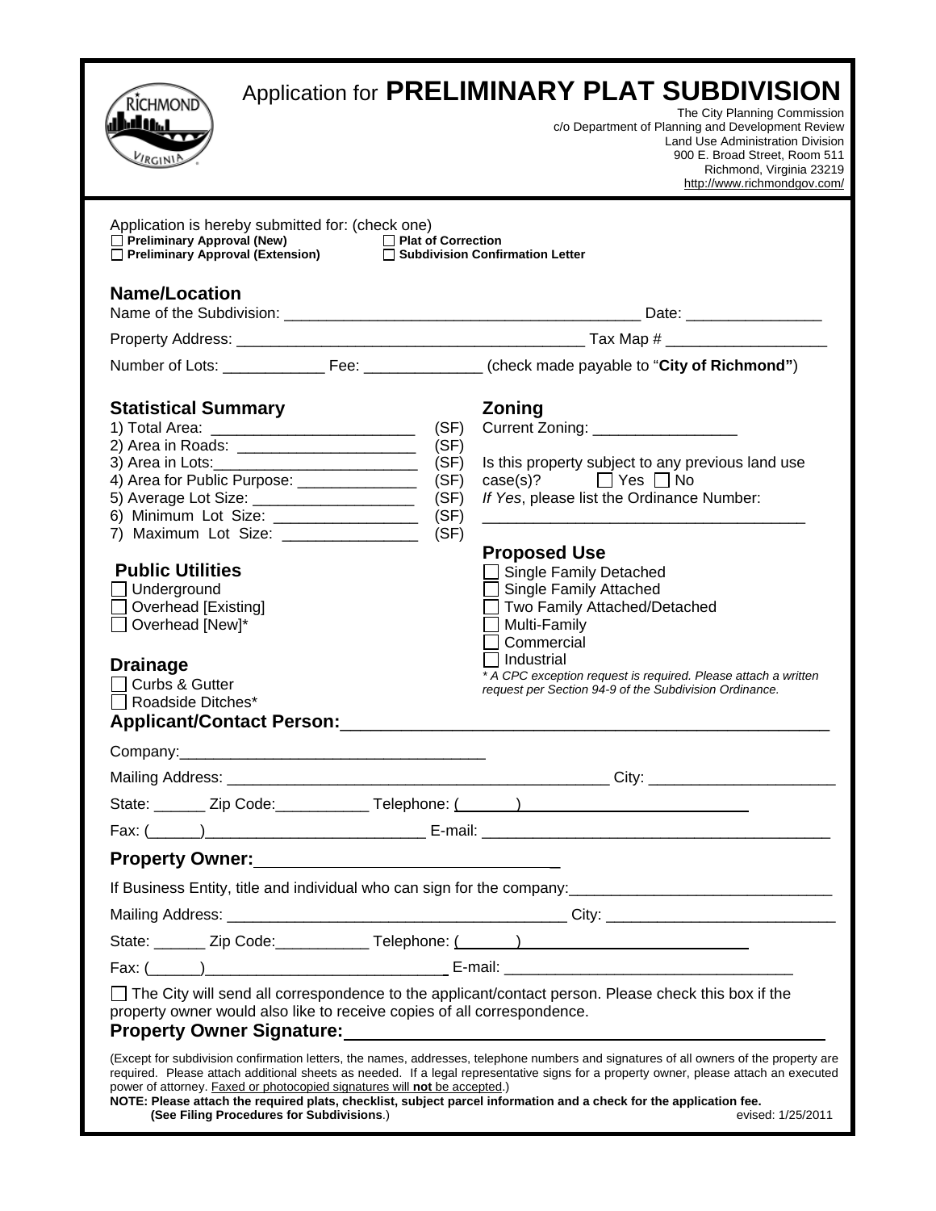# Application for **PRELIMINARY PLAT SUBDIVISION**

The City Planning Commission
c/o Department of Planning and Development Review
Land Use Administration Division
900 E. Broad Street, Room 511
Richmond, Virginia 23219
http://www.richmondgov.com/

Application is hereby submitted for: (check one)

☐ **Preliminary Approval (New)** ☐ **Plat of Correction**
☐ **Preliminary Approval (Extension)** ☐ **Subdivision Confirmation Letter**

## Name/Location

Name of the Subdivision: ________________________________________ Date: _______________

Property Address: ________________________________________ Tax Map # __________________

Number of Lots: ___________ Fee: _____________ (check made payable to "**City of Richmond"**)

## Statistical Summary

1) Total Area: _______________________ (SF)
2) Area in Roads: ____________________ (SF)
3) Area in Lots:_______________________ (SF)
4) Area for Public Purpose: _____________ (SF)
5) Average Lot Size: __________________ (SF)
6) Minimum Lot Size: ________________ (SF)
7) Maximum Lot Size: _______________ (SF)

## Public Utilities

☐ Underground
☐ Overhead [Existing]
☐ Overhead [New]*

## Drainage

☐ Curbs & Gutter
☐ Roadside Ditches*

## Zoning

Current Zoning: ________________

Is this property subject to any previous land use case(s)? ☐ Yes ☐ No
*If Yes*, please list the Ordinance Number:
_____________________________________

## Proposed Use

☐ Single Family Detached
☐ Single Family Attached
☐ Two Family Attached/Detached
☐ Multi-Family
☐ Commercial
☐ Industrial

*\* A CPC exception request is required. Please attach a written request per Section 94-9 of the Subdivision Ordinance.*

## Applicant/Contact Person:_______________________________________________

Company:___________________________________

Mailing Address: ____________________________________________ City: _____________________

State: ______ Zip Code:___________ Telephone: (______)_________________________

Fax: (______)_________________________ E-mail: ________________________________________

## Property Owner:_________________________________

If Business Entity, title and individual who can sign for the company:_____________________________

Mailing Address: _______________________________________ City: __________________________

State: ______ Zip Code:___________ Telephone: (______)_________________________

Fax: (______)____________________________ E-mail: _________________________________

☐ The City will send all correspondence to the applicant/contact person. Please check this box if the property owner would also like to receive copies of all correspondence.

**Property Owner Signature:**_______________________________________________

(Except for subdivision confirmation letters, the names, addresses, telephone numbers and signatures of all owners of the property are required. Please attach additional sheets as needed. If a legal representative signs for a property owner, please attach an executed power of attorney. Faxed or photocopied signatures will **not** be accepted.)

**NOTE: Please attach the required plats, checklist, subject parcel information and a check for the application fee. (See Filing Procedures for Subdivisions.)**

evised: 1/25/2011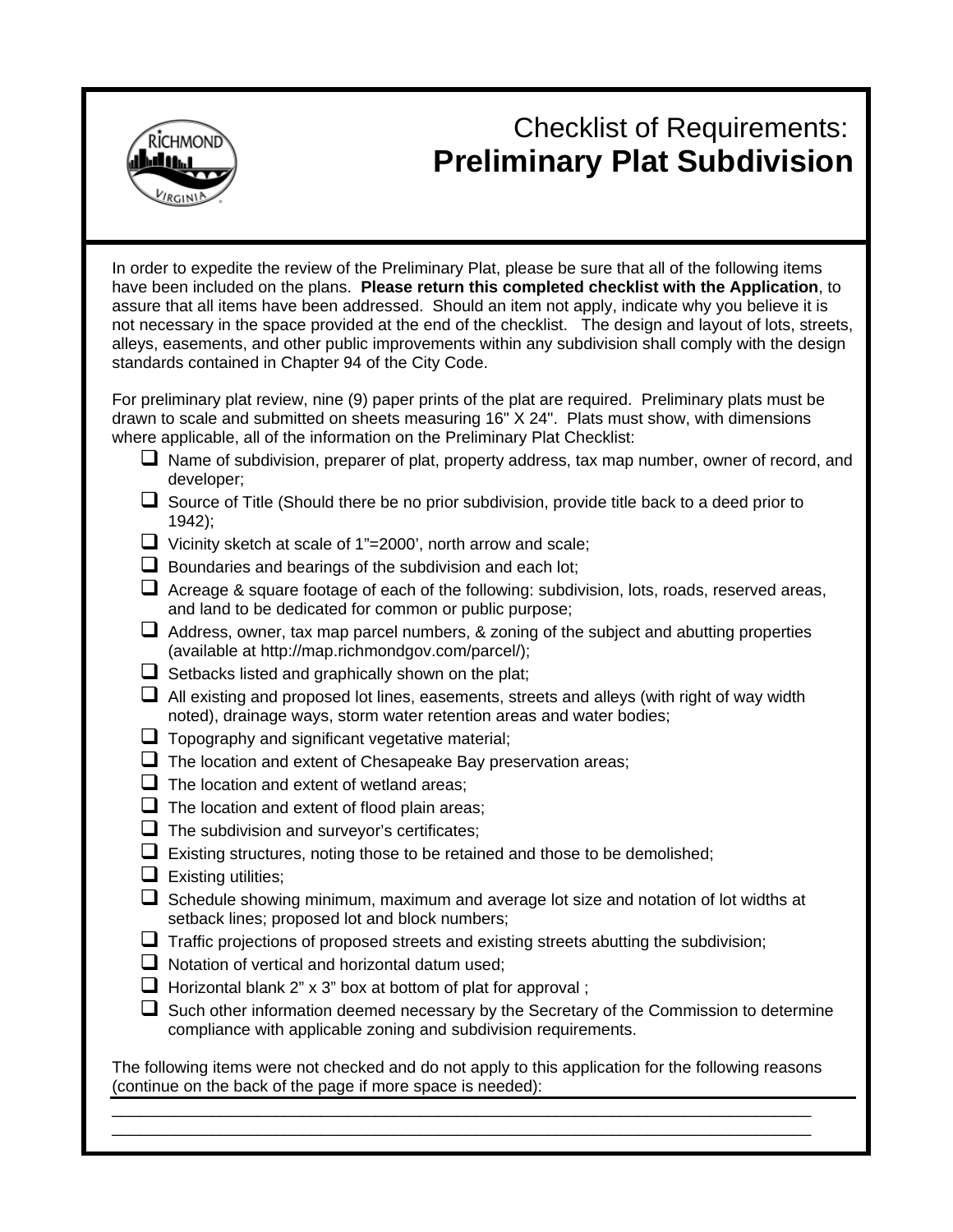# Checklist of Requirements: **Preliminary Plat Subdivision**

In order to expedite the review of the Preliminary Plat, please be sure that all of the following items have been included on the plans. **Please return this completed checklist with the Application**, to assure that all items have been addressed. Should an item not apply, indicate why you believe it is not necessary in the space provided at the end of the checklist. The design and layout of lots, streets, alleys, easements, and other public improvements within any subdivision shall comply with the design standards contained in Chapter 94 of the City Code.

For preliminary plat review, nine (9) paper prints of the plat are required. Preliminary plats must be drawn to scale and submitted on sheets measuring 16" X 24". Plats must show, with dimensions where applicable, all of the information on the Preliminary Plat Checklist:

- ☐ Name of subdivision, preparer of plat, property address, tax map number, owner of record, and developer;
- ☐ Source of Title (Should there be no prior subdivision, provide title back to a deed prior to 1942);
- ☐ Vicinity sketch at scale of 1"=2000', north arrow and scale;
- ☐ Boundaries and bearings of the subdivision and each lot;
- ☐ Acreage & square footage of each of the following: subdivision, lots, roads, reserved areas, and land to be dedicated for common or public purpose;
- ☐ Address, owner, tax map parcel numbers, & zoning of the subject and abutting properties (available at http://map.richmondgov.com/parcel/);
- ☐ Setbacks listed and graphically shown on the plat;
- ☐ All existing and proposed lot lines, easements, streets and alleys (with right of way width noted), drainage ways, storm water retention areas and water bodies;
- ☐ Topography and significant vegetative material;
- ☐ The location and extent of Chesapeake Bay preservation areas;
- ☐ The location and extent of wetland areas;
- ☐ The location and extent of flood plain areas;
- ☐ The subdivision and surveyor's certificates;
- ☐ Existing structures, noting those to be retained and those to be demolished;
- ☐ Existing utilities;
- ☐ Schedule showing minimum, maximum and average lot size and notation of lot widths at setback lines; proposed lot and block numbers;
- ☐ Traffic projections of proposed streets and existing streets abutting the subdivision;
- ☐ Notation of vertical and horizontal datum used;
- ☐ Horizontal blank 2" x 3" box at bottom of plat for approval ;
- ☐ Such other information deemed necessary by the Secretary of the Commission to determine compliance with applicable zoning and subdivision requirements.

The following items were not checked and do not apply to this application for the following reasons (continue on the back of the page if more space is needed):

\_\_\_\_\_\_\_\_\_\_\_\_\_\_\_\_\_\_\_\_\_\_\_\_\_\_\_\_\_\_\_\_\_\_\_\_\_\_\_\_\_\_\_\_\_\_\_\_\_\_\_\_\_\_\_\_\_\_\_\_\_\_\_\_\_\_\_\_\_\_\_\_\_\_\_\_

\_\_\_\_\_\_\_\_\_\_\_\_\_\_\_\_\_\_\_\_\_\_\_\_\_\_\_\_\_\_\_\_\_\_\_\_\_\_\_\_\_\_\_\_\_\_\_\_\_\_\_\_\_\_\_\_\_\_\_\_\_\_\_\_\_\_\_\_\_\_\_\_\_\_\_\_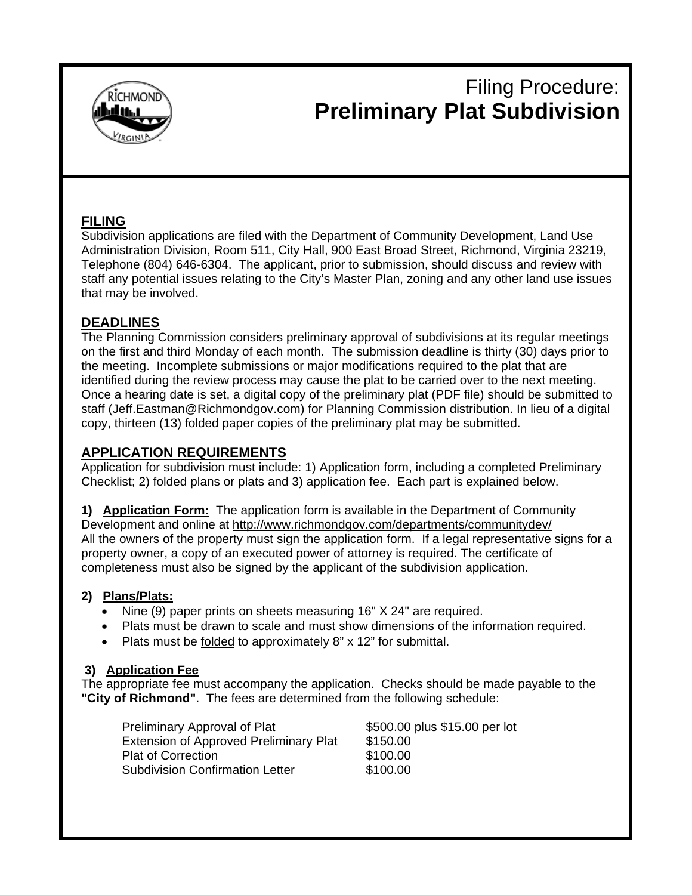# Filing Procedure: **Preliminary Plat Subdivision**

## FILING

Subdivision applications are filed with the Department of Community Development, Land Use Administration Division, Room 511, City Hall, 900 East Broad Street, Richmond, Virginia 23219, Telephone (804) 646-6304. The applicant, prior to submission, should discuss and review with staff any potential issues relating to the City's Master Plan, zoning and any other land use issues that may be involved.

## DEADLINES

The Planning Commission considers preliminary approval of subdivisions at its regular meetings on the first and third Monday of each month. The submission deadline is thirty (30) days prior to the meeting. Incomplete submissions or major modifications required to the plat that are identified during the review process may cause the plat to be carried over to the next meeting. Once a hearing date is set, a digital copy of the preliminary plat (PDF file) should be submitted to staff (Jeff.Eastman@Richmondgov.com) for Planning Commission distribution. In lieu of a digital copy, thirteen (13) folded paper copies of the preliminary plat may be submitted.

## APPLICATION REQUIREMENTS

Application for subdivision must include: 1) Application form, including a completed Preliminary Checklist; 2) folded plans or plats and 3) application fee. Each part is explained below.

**1) Application Form:** The application form is available in the Department of Community Development and online at http://www.richmondgov.com/departments/communitydev/
All the owners of the property must sign the application form. If a legal representative signs for a property owner, a copy of an executed power of attorney is required. The certificate of completeness must also be signed by the applicant of the subdivision application.

**2) Plans/Plats:**

- Nine (9) paper prints on sheets measuring 16" X 24" are required.
- Plats must be drawn to scale and must show dimensions of the information required.
- Plats must be folded to approximately 8" x 12" for submittal.

**3) Application Fee**

The appropriate fee must accompany the application. Checks should be made payable to the **"City of Richmond"**. The fees are determined from the following schedule:

| | |
|---|---|
| Preliminary Approval of Plat | $500.00 plus $15.00 per lot |
| Extension of Approved Preliminary Plat | $150.00 |
| Plat of Correction | $100.00 |
| Subdivision Confirmation Letter | $100.00 |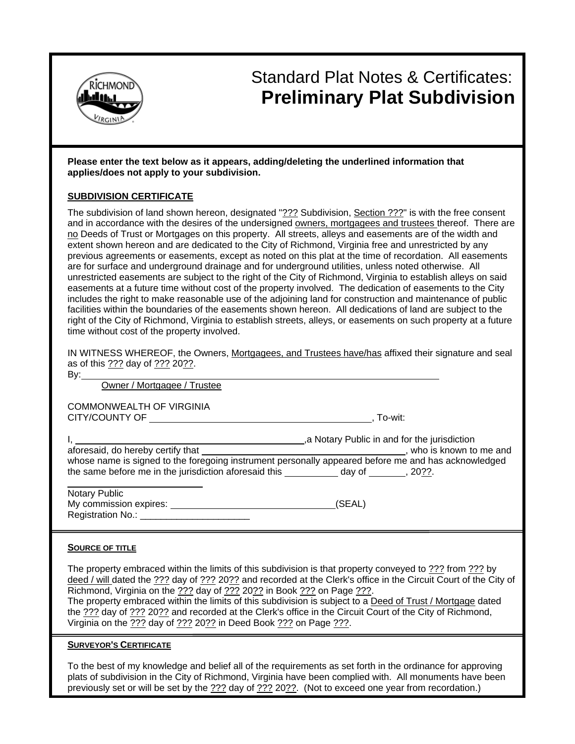# Standard Plat Notes & Certificates: **Preliminary Plat Subdivision**

**Please enter the text below as it appears, adding/deleting the underlined information that applies/does not apply to your subdivision.**

## SUBDIVISION CERTIFICATE

The subdivision of land shown hereon, designated "<u>???</u> Subdivision, <u>Section ???</u>" is with the free consent and in accordance with the desires of the undersigned <u>owners, mortgagees and trustees</u> thereof. There are <u>no</u> Deeds of Trust or Mortgages on this property. All streets, alleys and easements are of the width and extent shown hereon and are dedicated to the City of Richmond, Virginia free and unrestricted by any previous agreements or easements, except as noted on this plat at the time of recordation. All easements are for surface and underground drainage and for underground utilities, unless noted otherwise. All unrestricted easements are subject to the right of the City of Richmond, Virginia to establish alleys on said easements at a future time without cost of the property involved. The dedication of easements to the City includes the right to make reasonable use of the adjoining land for construction and maintenance of public facilities within the boundaries of the easements shown hereon. All dedications of land are subject to the right of the City of Richmond, Virginia to establish streets, alleys, or easements on such property at a future time without cost of the property involved.

IN WITNESS WHEREOF, the Owners, <u>Mortgagees, and Trustees have/has</u> affixed their signature and seal as of this <u>???</u> day of <u>???</u> 20<u>??</u>.

By:\_\_\_\_\_\_\_\_\_\_\_\_\_\_\_\_\_\_\_\_\_\_\_\_\_\_\_\_\_\_\_\_\_\_\_\_\_\_\_\_\_\_\_\_\_\_\_\_\_\_\_\_\_\_\_\_\_\_\_\_

<u>Owner / Mortgagee / Trustee</u>

COMMONWEALTH OF VIRGINIA
CITY/COUNTY OF \_\_\_\_\_\_\_\_\_\_\_\_\_\_\_\_\_\_\_\_\_\_\_\_\_\_\_\_\_\_\_\_\_\_\_\_\_\_\_\_, To-wit:

I, \_\_\_\_\_\_\_\_\_\_\_\_\_\_\_\_\_\_\_\_\_\_\_\_\_\_\_\_\_\_\_\_\_\_\_\_\_\_\_\_,a Notary Public in and for the jurisdiction aforesaid, do hereby certify that \_\_\_\_\_\_\_\_\_\_\_\_\_\_\_\_\_\_\_\_\_\_\_\_\_\_\_\_\_\_\_\_\_\_\_\_, who is known to me and whose name is signed to the foregoing instrument personally appeared before me and has acknowledged the same before me in the jurisdiction aforesaid this \_\_\_\_\_\_\_\_\_ day of \_\_\_\_\_\_\_, 20<u>??</u>.

\_\_\_\_\_\_\_\_\_\_\_\_\_\_\_\_\_\_\_\_\_\_\_\_
Notary Public
My commission expires: \_\_\_\_\_\_\_\_\_\_\_\_\_\_\_\_\_\_\_\_\_\_\_\_\_\_\_\_(SEAL)
Registration No.: \_\_\_\_\_\_\_\_\_\_\_\_\_\_\_\_\_\_\_\_\_

## SOURCE OF TITLE

The property embraced within the limits of this subdivision is that property conveyed to <u>???</u> from <u>???</u> by <u>deed / will</u> dated the <u>???</u> day of <u>???</u> 20<u>??</u> and recorded at the Clerk's office in the Circuit Court of the City of Richmond, Virginia on the <u>???</u> day of <u>???</u> 20<u>??</u> in Book <u>???</u> on Page <u>???</u>.
The property embraced within the limits of this subdivision is subject to a <u>Deed of Trust / Mortgage</u> dated the <u>???</u> day of <u>???</u> 20<u>??</u> and recorded at the Clerk's office in the Circuit Court of the City of Richmond, Virginia on the <u>???</u> day of <u>???</u> 20<u>??</u> in Deed Book <u>???</u> on Page <u>???</u>.

## SURVEYOR'S CERTIFICATE

To the best of my knowledge and belief all of the requirements as set forth in the ordinance for approving plats of subdivision in the City of Richmond, Virginia have been complied with. All monuments have been previously set or will be set by the <u>???</u> day of <u>???</u> 20<u>??</u>. (Not to exceed one year from recordation.)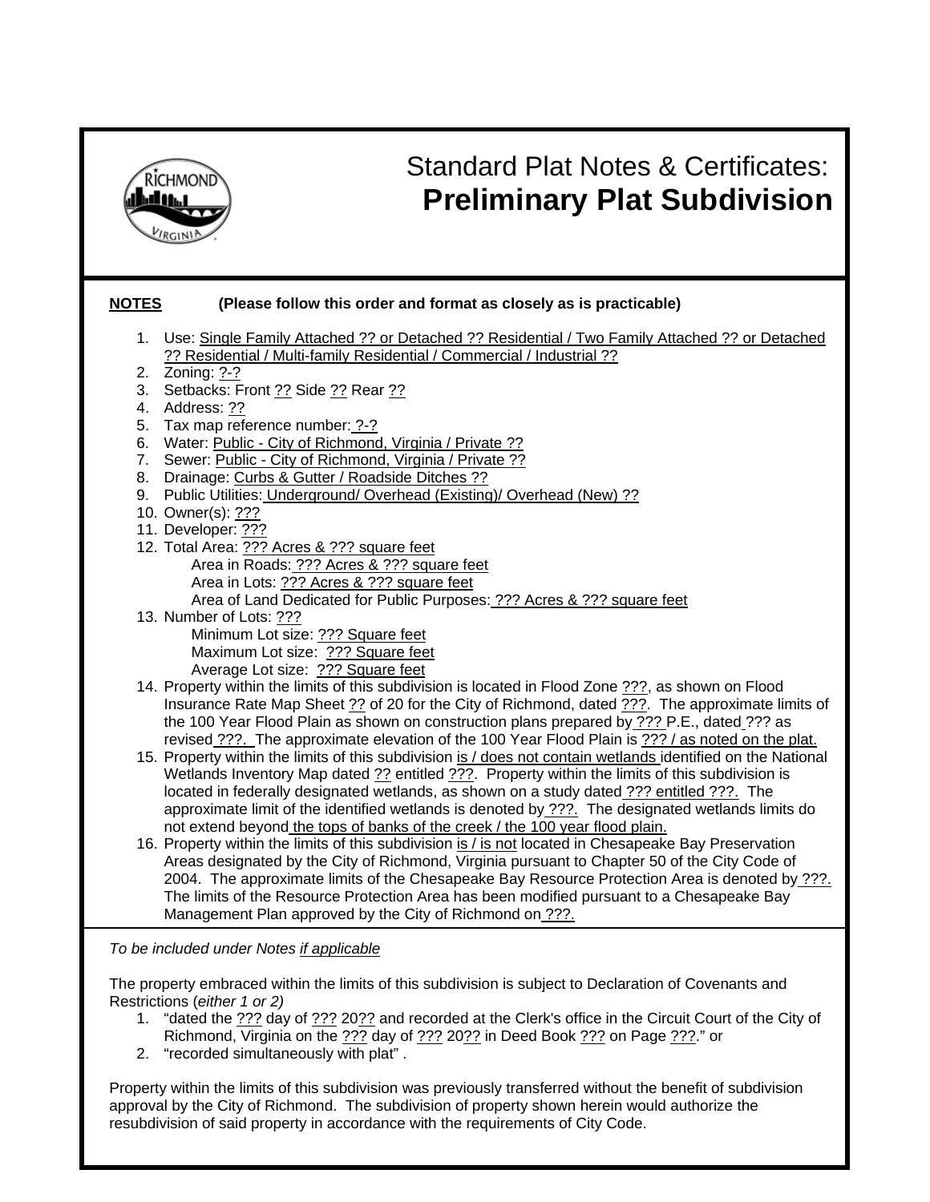# Standard Plat Notes & Certificates: **Preliminary Plat Subdivision**

**NOTES** **(Please follow this order and format as closely as is practicable)**

1. Use: Single Family Attached ?? or Detached ?? Residential / Two Family Attached ?? or Detached ?? Residential / Multi-family Residential / Commercial / Industrial ??
2. Zoning: ?-?
3. Setbacks: Front ?? Side ?? Rear ??
4. Address: ??
5. Tax map reference number: ?-?
6. Water: Public - City of Richmond, Virginia / Private ??
7. Sewer: Public - City of Richmond, Virginia / Private ??
8. Drainage: Curbs & Gutter / Roadside Ditches ??
9. Public Utilities: Underground/ Overhead (Existing)/ Overhead (New) ??
10. Owner(s): ???
11. Developer: ???
12. Total Area: ??? Acres & ??? square feet
    - Area in Roads: ??? Acres & ??? square feet
    - Area in Lots: ??? Acres & ??? square feet
    - Area of Land Dedicated for Public Purposes: ??? Acres & ??? square feet
13. Number of Lots: ???
    - Minimum Lot size: ??? Square feet
    - Maximum Lot size: ??? Square feet
    - Average Lot size: ??? Square feet
14. Property within the limits of this subdivision is located in Flood Zone ???, as shown on Flood Insurance Rate Map Sheet ?? of 20 for the City of Richmond, dated ???. The approximate limits of the 100 Year Flood Plain as shown on construction plans prepared by ??? P.E., dated ??? as revised ???. The approximate elevation of the 100 Year Flood Plain is ??? / as noted on the plat.
15. Property within the limits of this subdivision is / does not contain wetlands identified on the National Wetlands Inventory Map dated ?? entitled ???. Property within the limits of this subdivision is located in federally designated wetlands, as shown on a study dated ??? entitled ???. The approximate limit of the identified wetlands is denoted by ???. The designated wetlands limits do not extend beyond the tops of banks of the creek / the 100 year flood plain.
16. Property within the limits of this subdivision is / is not located in Chesapeake Bay Preservation Areas designated by the City of Richmond, Virginia pursuant to Chapter 50 of the City Code of 2004. The approximate limits of the Chesapeake Bay Resource Protection Area is denoted by ???. The limits of the Resource Protection Area has been modified pursuant to a Chesapeake Bay Management Plan approved by the City of Richmond on ???.

*To be included under Notes if applicable*

The property embraced within the limits of this subdivision is subject to Declaration of Covenants and Restrictions (*either 1 or 2)*

1. "dated the ??? day of ??? 20?? and recorded at the Clerk's office in the Circuit Court of the City of Richmond, Virginia on the ??? day of ??? 20?? in Deed Book ??? on Page ???." or
2. "recorded simultaneously with plat" .

Property within the limits of this subdivision was previously transferred without the benefit of subdivision approval by the City of Richmond. The subdivision of property shown herein would authorize the resubdivision of said property in accordance with the requirements of City Code.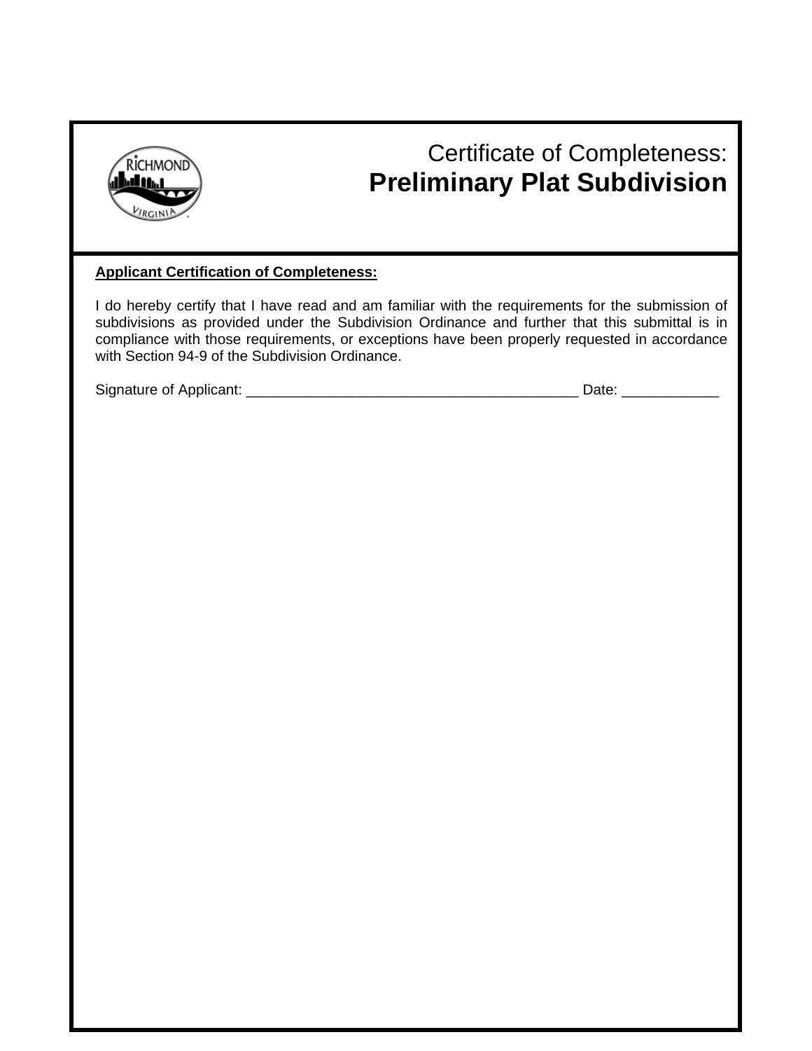# Certificate of Completeness: **Preliminary Plat Subdivision**

**Applicant Certification of Completeness:**

I do hereby certify that I have read and am familiar with the requirements for the submission of subdivisions as provided under the Subdivision Ordinance and further that this submittal is in compliance with those requirements, or exceptions have been properly requested in accordance with Section 94-9 of the Subdivision Ordinance.

Signature of Applicant: ________________________________________ Date: ____________